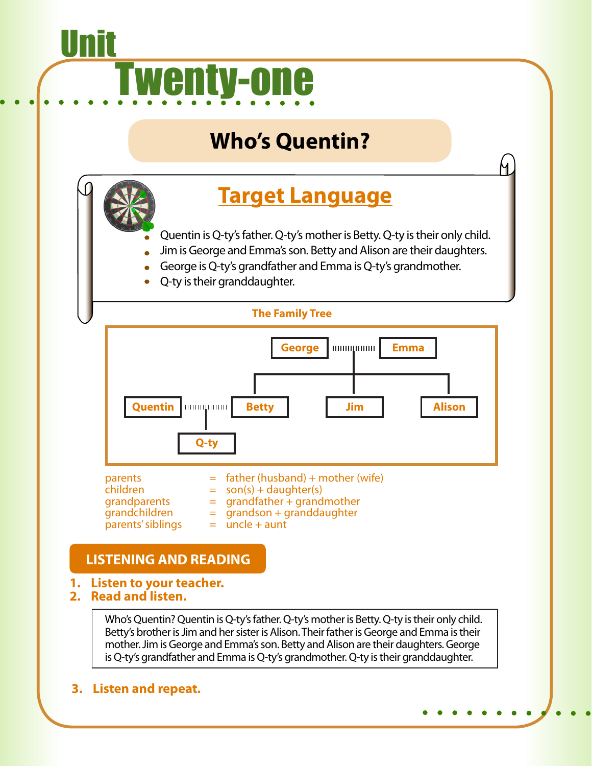# Unit Twenty-one

## Who's Quentin?

### Target Language

- Quentin is Q-ty's father. Q-ty's mother is Betty. Q-ty is their only child.
- Jim is George and Emma's son. Betty and Alison are their daughters.
- George is Q-ty's grandfather and Emma is Q-ty's grandmother.
- Q-ty is their granddaughter.

**The Family Tree**

George ─ Emma
- Betty (married to Quentin)
  - Q-ty
- Jim
- Alison

| | | |
|---|---|---|
| parents | = | father (husband) + mother (wife) |
| children | = | son(s) + daughter(s) |
| grandparents | = | grandfather + grandmother |
| grandchildren | = | grandson + granddaughter |
| parents' siblings | = | uncle + aunt |

## LISTENING AND READING

1. **Listen to your teacher.**
2. **Read and listen.**

Who's Quentin? Quentin is Q-ty's father. Q-ty's mother is Betty. Q-ty is their only child. Betty's brother is Jim and her sister is Alison. Their father is George and Emma is their mother. Jim is George and Emma's son. Betty and Alison are their daughters. George is Q-ty's grandfather and Emma is Q-ty's grandmother. Q-ty is their granddaughter.

3. **Listen and repeat.**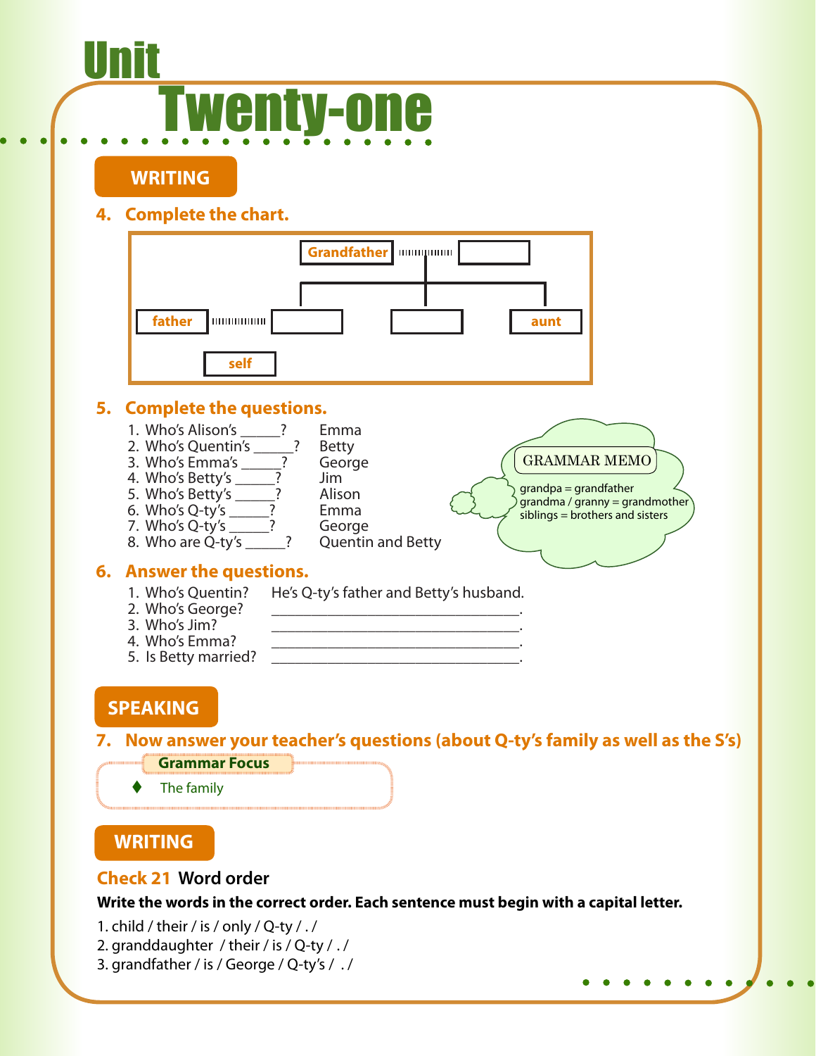# Unit Twenty-one

## WRITING

### 4. Complete the chart.

Grandfather ⋯ [ ]

father ⋯ [ ] &nbsp;&nbsp; [ ] &nbsp;&nbsp; aunt

self

### 5. Complete the questions.

1. Who's Alison's ______? Emma
2. Who's Quentin's ______? Betty
3. Who's Emma's ______? George
4. Who's Betty's ______? Jim
5. Who's Betty's ______? Alison
6. Who's Q-ty's ______? Emma
7. Who's Q-ty's ______? George
8. Who are Q-ty's ______? Quentin and Betty

> **GRAMMAR MEMO**
>
> grandpa = grandfather
> grandma / granny = grandmother
> siblings = brothers and sisters

### 6. Answer the questions.

1. Who's Quentin? He's Q-ty's father and Betty's husband.
2. Who's George? ________________________________.
3. Who's Jim? ________________________________.
4. Who's Emma? ________________________________.
5. Is Betty married? ________________________________.

## SPEAKING

### 7. Now answer your teacher's questions (about Q-ty's family as well as the S's)

**Grammar Focus**

- The family

## WRITING

### Check 21 Word order

**Write the words in the correct order. Each sentence must begin with a capital letter.**

1. child / their / is / only / Q-ty / . /
2. granddaughter / their / is / Q-ty / . /
3. grandfather / is / George / Q-ty's / . /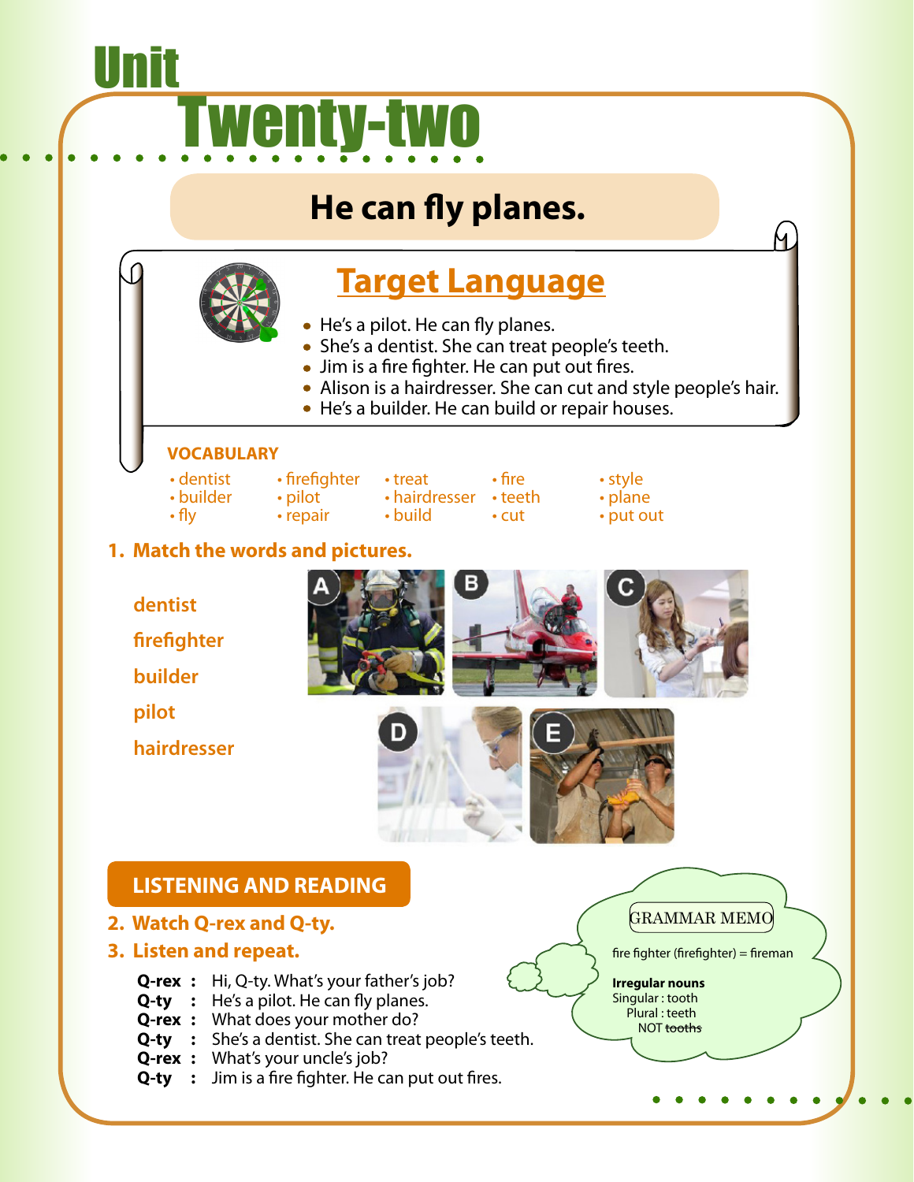# Unit Twenty-two

## He can fly planes.

### Target Language

- He's a pilot. He can fly planes.
- She's a dentist. She can treat people's teeth.
- Jim is a fire fighter. He can put out fires.
- Alison is a hairdresser. She can cut and style people's hair.
- He's a builder. He can build or repair houses.

**VOCABULARY**

| | | | | |
|---|---|---|---|---|
| • dentist | • firefighter | • treat | • fire | • style |
| • builder | • pilot | • hairdresser | • teeth | • plane |
| • fly | • repair | • build | • cut | • put out |

**1. Match the words and pictures.**

dentist

firefighter

builder

pilot

hairdresser

A B C D E

## LISTENING AND READING

**2. Watch Q-rex and Q-ty.**

**3. Listen and repeat.**

**Q-rex :** Hi, Q-ty. What's your father's job?
**Q-ty :** He's a pilot. He can fly planes.
**Q-rex :** What does your mother do?
**Q-ty :** She's a dentist. She can treat people's teeth.
**Q-rex :** What's your uncle's job?
**Q-ty :** Jim is a fire fighter. He can put out fires.

GRAMMAR MEMO

fire fighter (firefighter) = fireman

**Irregular nouns**
Singular : tooth
Plural : teeth
NOT ~~tooths~~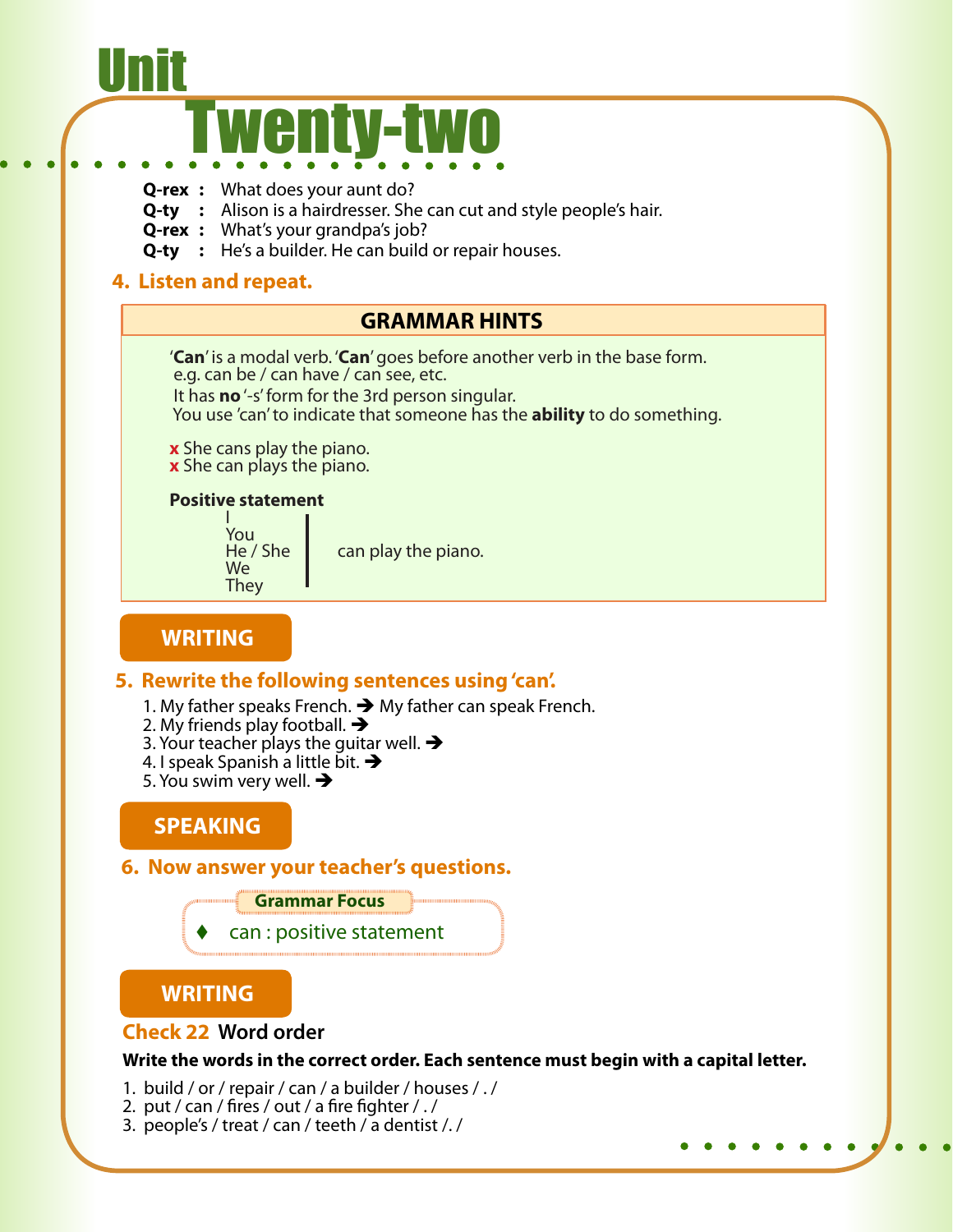# Unit Twenty-two

**Q-rex** : What does your aunt do?
**Q-ty** : Alison is a hairdresser. She can cut and style people's hair.
**Q-rex** : What's your grandpa's job?
**Q-ty** : He's a builder. He can build or repair houses.

## 4. Listen and repeat.

### GRAMMAR HINTS

'**Can**' is a modal verb. '**Can**' goes before another verb in the base form.
e.g. can be / can have / can see, etc.
It has **no** '-s' form for the 3rd person singular.
You use 'can' to indicate that someone has the **ability** to do something.

x She cans play the piano.
x She can plays the piano.

**Positive statement**

| | |
|---|---|
| I<br>You<br>He / She<br>We<br>They | can play the piano. |

## WRITING

## 5. Rewrite the following sentences using 'can'.

1. My father speaks French. ➔ My father can speak French.
2. My friends play football. ➔
3. Your teacher plays the guitar well. ➔
4. I speak Spanish a little bit. ➔
5. You swim very well. ➔

## SPEAKING

## 6. Now answer your teacher's questions.

**Grammar Focus**

- can : positive statement

## WRITING

### Check 22 Word order

**Write the words in the correct order. Each sentence must begin with a capital letter.**

1. build / or / repair / can / a builder / houses / . /
2. put / can / fires / out / a fire fighter / . /
3. people's / treat / can / teeth / a dentist /. /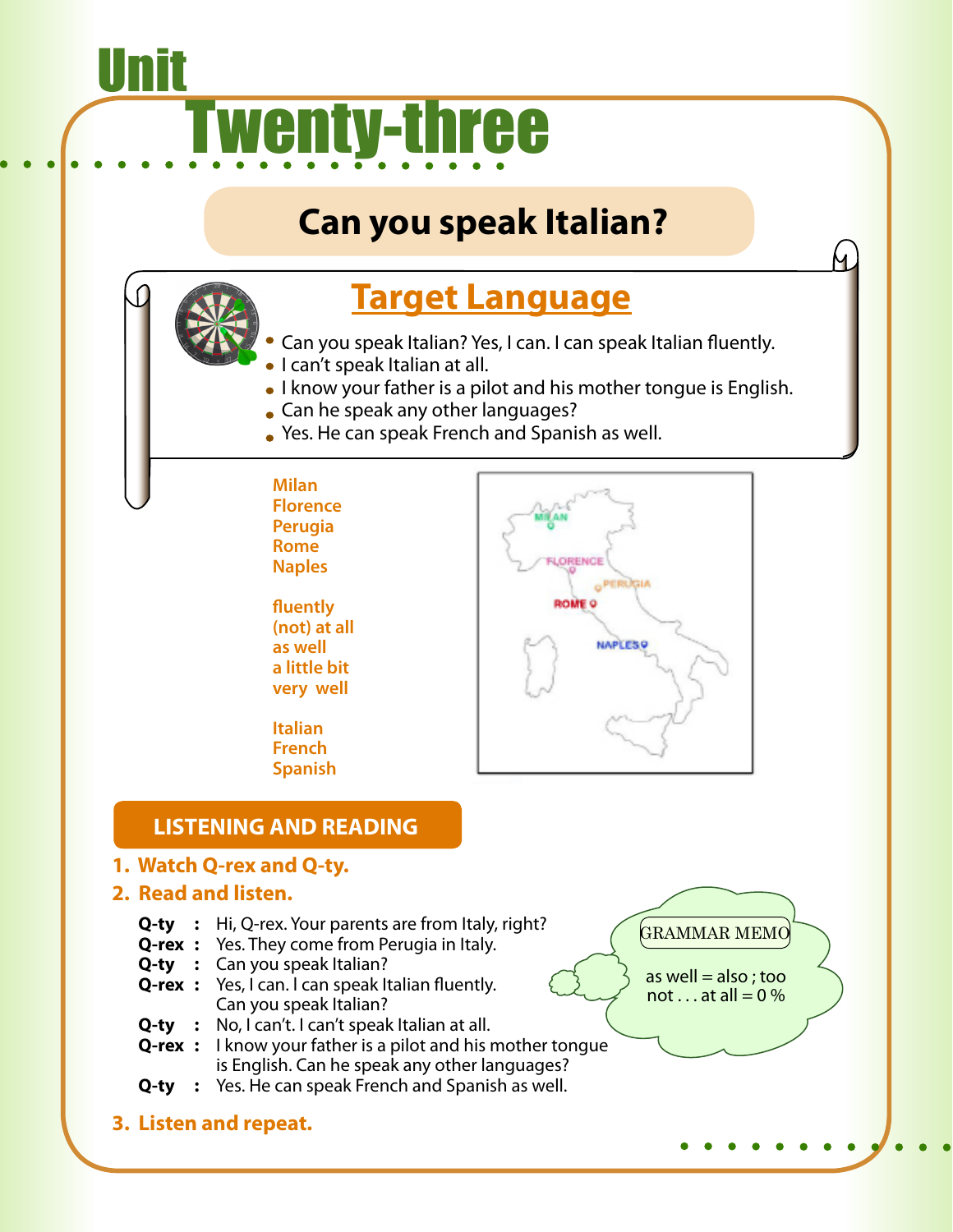# Unit Twenty-three

## Can you speak Italian?

### Target Language

- Can you speak Italian? Yes, I can. I can speak Italian fluently.
- I can't speak Italian at all.
- I know your father is a pilot and his mother tongue is English.
- Can he speak any other languages?
- Yes. He can speak French and Spanish as well.

**Milan**
**Florence**
**Perugia**
**Rome**
**Naples**

**fluently**
**(not) at all**
**as well**
**a little bit**
**very well**

**Italian**
**French**
**Spanish**

MILAN
FLORENCE
PERUGIA
ROME
NAPLES

## LISTENING AND READING

**1. Watch Q-rex and Q-ty.**

**2. Read and listen.**

**Q-ty :** Hi, Q-rex. Your parents are from Italy, right?
**Q-rex :** Yes. They come from Perugia in Italy.
**Q-ty :** Can you speak Italian?
**Q-rex :** Yes, I can. I can speak Italian fluently.
Can you speak Italian?
**Q-ty :** No, I can't. I can't speak Italian at all.
**Q-rex :** I know your father is a pilot and his mother tongue is English. Can he speak any other languages?
**Q-ty :** Yes. He can speak French and Spanish as well.

GRAMMAR MEMO

as well = also ; too
not . . . at all = 0 %

**3. Listen and repeat.**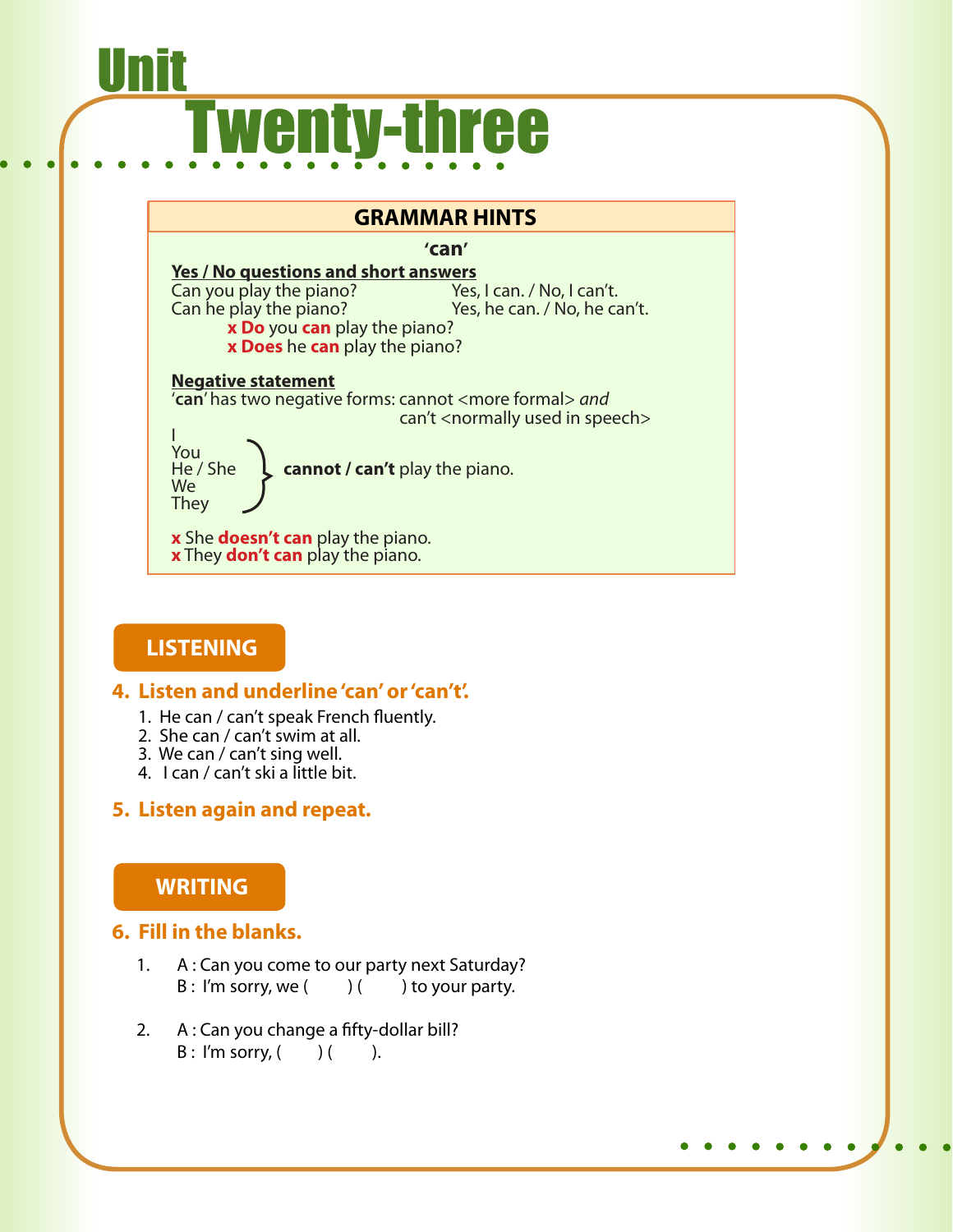# Unit Twenty-three

## GRAMMAR HINTS

**'can'**

**Yes / No questions and short answers**

Can you play the piano? Yes, I can. / No, I can't.
Can he play the piano? Yes, he can. / No, he can't.

x **Do** you **can** play the piano?
x **Does** he **can** play the piano?

**Negative statement**

'**can**' has two negative forms: cannot <more formal> *and* can't <normally used in speech>

I / You / He / She / We / They } **cannot / can't** play the piano.

x She **doesn't can** play the piano.
x They **don't can** play the piano.

## LISTENING

### 4. Listen and underline 'can' or 'can't'.

1. He can / can't speak French fluently.
2. She can / can't swim at all.
3. We can / can't sing well.
4. I can / can't ski a little bit.

### 5. Listen again and repeat.

## WRITING

### 6. Fill in the blanks.

1. A : Can you come to our party next Saturday?
   B : I'm sorry, we (       ) (       ) to your party.

2. A : Can you change a fifty-dollar bill?
   B : I'm sorry, (       ) (       ).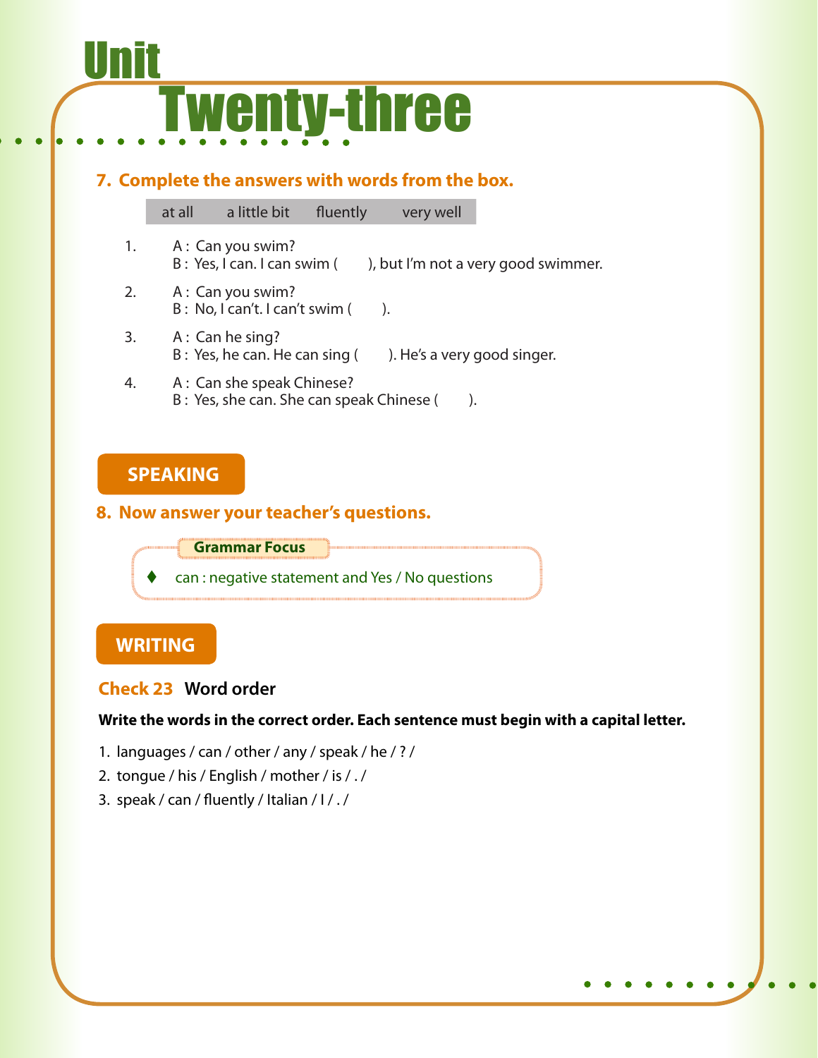# Unit Twenty-three

**7. Complete the answers with words from the box.**

| at all | a little bit | fluently | very well |
|---|---|---|---|

1. A : Can you swim?
   B : Yes, I can. I can swim (        ), but I'm not a very good swimmer.

2. A : Can you swim?
   B : No, I can't. I can't swim (        ).

3. A : Can he sing?
   B : Yes, he can. He can sing (        ). He's a very good singer.

4. A : Can she speak Chinese?
   B : Yes, she can. She can speak Chinese (        ).

## SPEAKING

**8. Now answer your teacher's questions.**

**Grammar Focus**

- can : negative statement and Yes / No questions

## WRITING

### Check 23 Word order

**Write the words in the correct order. Each sentence must begin with a capital letter.**

1. languages / can / other / any / speak / he / ? /
2. tongue / his / English / mother / is / . /
3. speak / can / fluently / Italian / I / . /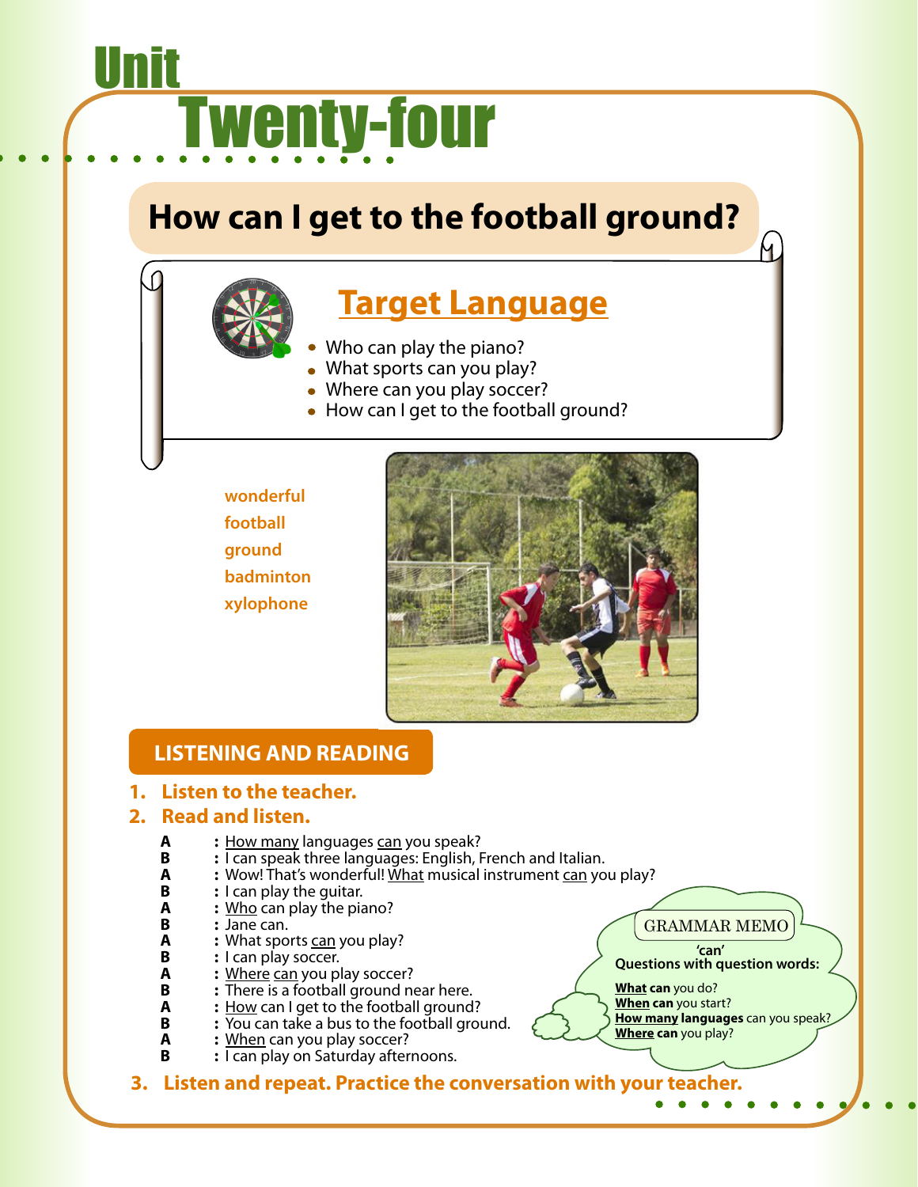# Unit Twenty-four

## How can I get to the football ground?

### Target Language

- Who can play the piano?
- What sports can you play?
- Where can you play soccer?
- How can I get to the football ground?

wonderful
football
ground
badminton
xylophone

## LISTENING AND READING

1. **Listen to the teacher.**
2. **Read and listen.**

**A** : <u>How many</u> languages <u>can</u> you speak?
**B** : I can speak three languages: English, French and Italian.
**A** : Wow! That's wonderful! <u>What</u> musical instrument <u>can</u> you play?
**B** : I can play the guitar.
**A** : <u>Who</u> can play the piano?
**B** : Jane can.
**A** : What sports <u>can</u> you play?
**B** : I can play soccer.
**A** : <u>Where</u> <u>can</u> you play soccer?
**B** : There is a football ground near here.
**A** : <u>How</u> can I get to the football ground?
**B** : You can take a bus to the football ground.
**A** : <u>When</u> can you play soccer?
**B** : I can play on Saturday afternoons.

> GRAMMAR MEMO
>
> **'can'**
> **Questions with question words:**
>
> **<u>What</u> can** you do?
> **<u>When</u> can** you start?
> **<u>How many</u> languages** can you speak?
> **<u>Where</u> can** you play?

3. **Listen and repeat. Practice the conversation with your teacher.**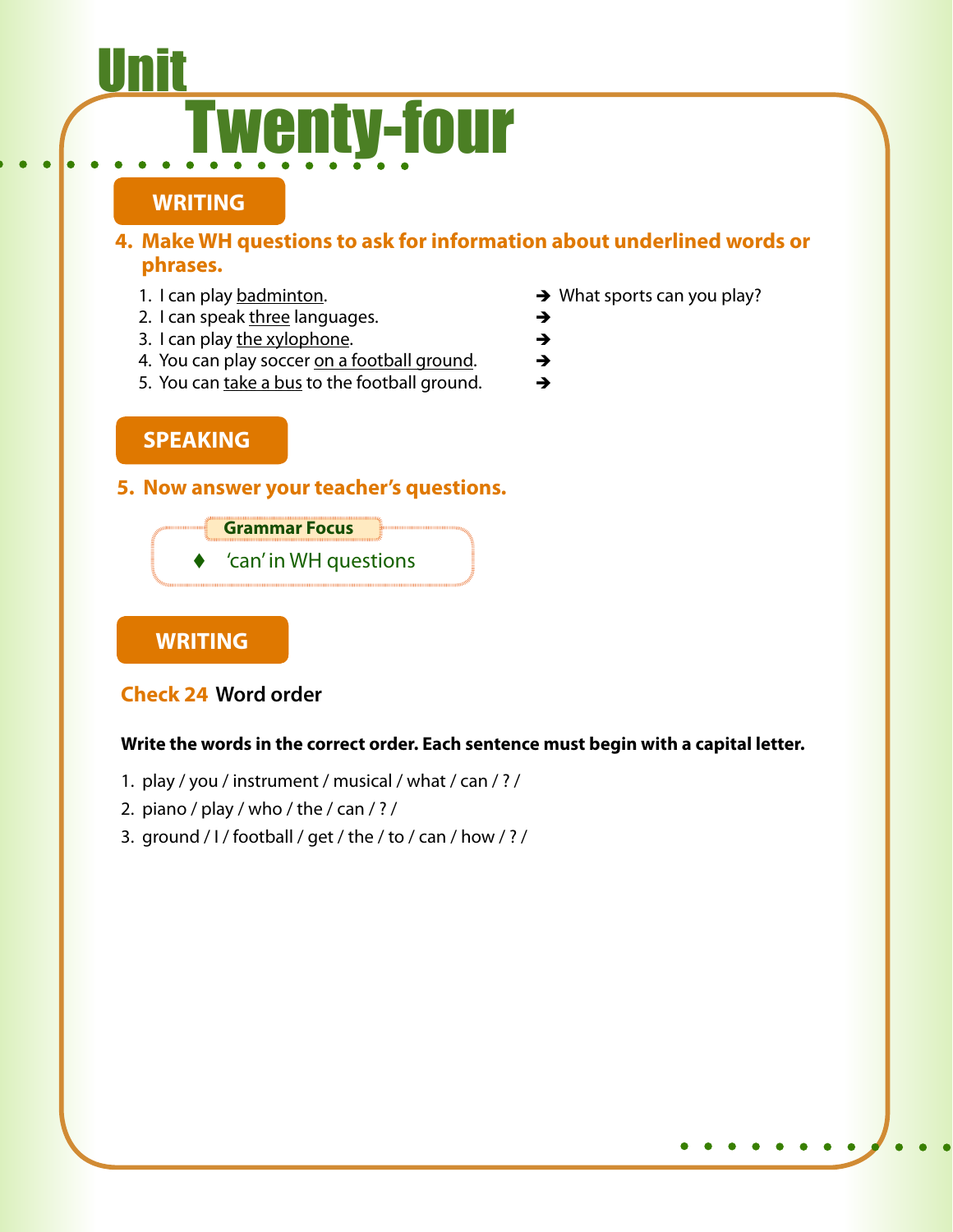# Unit Twenty-four

## WRITING

### 4. Make WH questions to ask for information about underlined words or phrases.

1. I can play <u>badminton</u>. ➔ What sports can you play?
2. I can speak <u>three</u> languages. ➔
3. I can play <u>the xylophone</u>. ➔
4. You can play soccer <u>on a football ground</u>. ➔
5. You can <u>take a bus</u> to the football ground. ➔

## SPEAKING

### 5. Now answer your teacher's questions.

**Grammar Focus**

- 'can' in WH questions

## WRITING

### Check 24 Word order

**Write the words in the correct order. Each sentence must begin with a capital letter.**

1. play / you / instrument / musical / what / can / ? /
2. piano / play / who / the / can / ? /
3. ground / I / football / get / the / to / can / how / ? /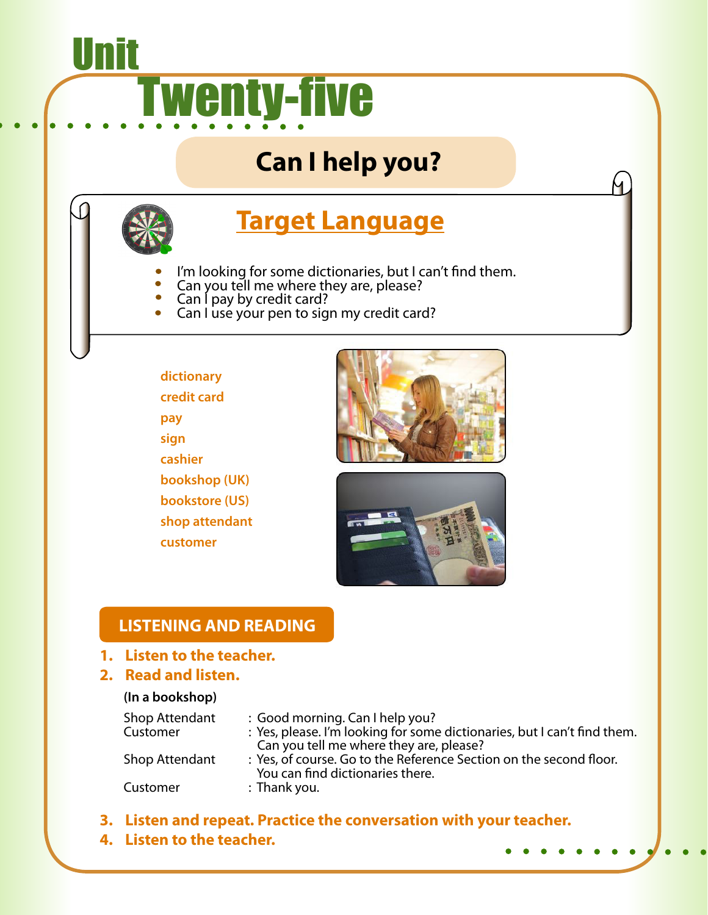# Unit Twenty-five

## Can I help you?

### Target Language

- I'm looking for some dictionaries, but I can't find them.
- Can you tell me where they are, please?
- Can I pay by credit card?
- Can I use your pen to sign my credit card?

**dictionary**
**credit card**
**pay**
**sign**
**cashier**
**bookshop (UK)**
**bookstore (US)**
**shop attendant**
**customer**

## LISTENING AND READING

1. **Listen to the teacher.**
2. **Read and listen.**

**(In a bookshop)**

Shop Attendant : Good morning. Can I help you?
Customer : Yes, please. I'm looking for some dictionaries, but I can't find them. Can you tell me where they are, please?
Shop Attendant : Yes, of course. Go to the Reference Section on the second floor. You can find dictionaries there.
Customer : Thank you.

3. **Listen and repeat. Practice the conversation with your teacher.**
4. **Listen to the teacher.**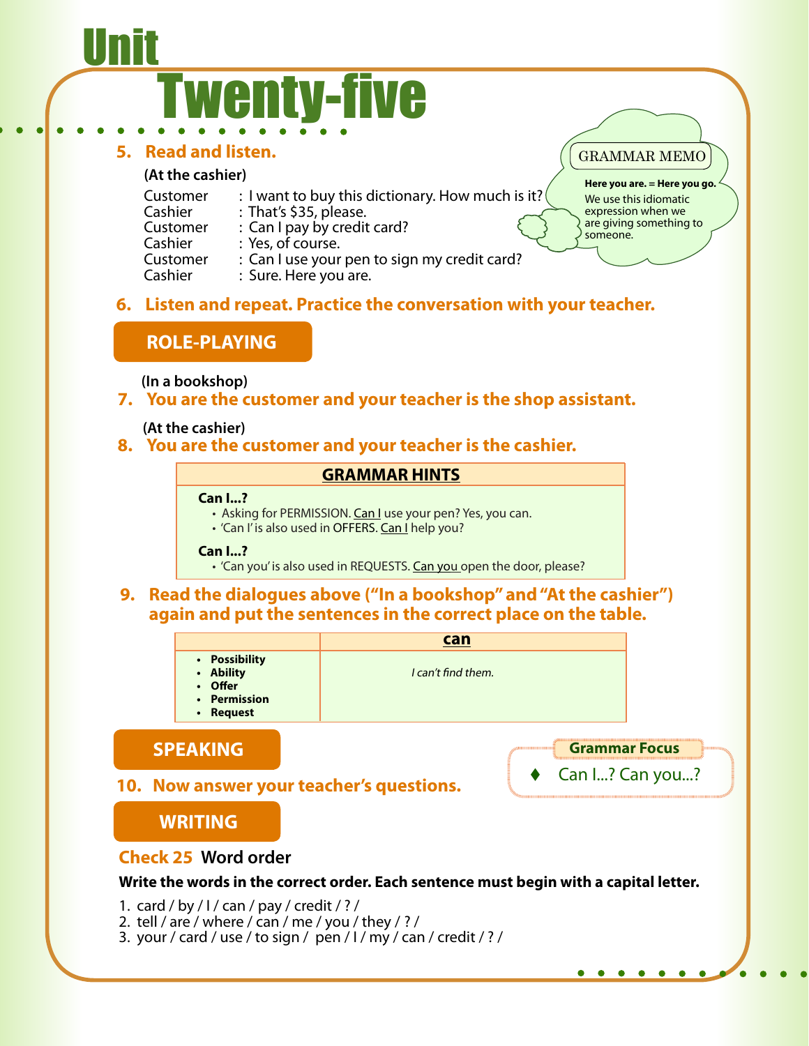# Unit Twenty-five

## 5. Read and listen.

**(At the cashier)**

Customer : I want to buy this dictionary. How much is it?
Cashier : That's $35, please.
Customer : Can I pay by credit card?
Cashier : Yes, of course.
Customer : Can I use your pen to sign my credit card?
Cashier : Sure. Here you are.

> **GRAMMAR MEMO**
>
> **Here you are. = Here you go.**
> We use this idiomatic expression when we are giving something to someone.

## 6. Listen and repeat. Practice the conversation with your teacher.

## ROLE-PLAYING

**(In a bookshop)**

## 7. You are the customer and your teacher is the shop assistant.

**(At the cashier)**

## 8. You are the customer and your teacher is the cashier.

### GRAMMAR HINTS

**Can I...?**
- Asking for PERMISSION. Can I use your pen? Yes, you can.
- 'Can I' is also used in OFFERS. Can I help you?

**Can I...?**
- 'Can you' is also used in REQUESTS. Can you open the door, please?

## 9. Read the dialogues above ("In a bookshop" and "At the cashier") again and put the sentences in the correct place on the table.

| | **can** |
|---|---|
| • **Possibility**<br>• **Ability**<br>• **Offer**<br>• **Permission**<br>• **Request** | *I can't find them.* |

## SPEAKING

## 10. Now answer your teacher's questions.

> **Grammar Focus**
> ♦ Can I...? Can you...?

## WRITING

### Check 25 Word order

**Write the words in the correct order. Each sentence must begin with a capital letter.**

1. card / by / I / can / pay / credit / ? /
2. tell / are / where / can / me / you / they / ? /
3. your / card / use / to sign / pen / I / my / can / credit / ? /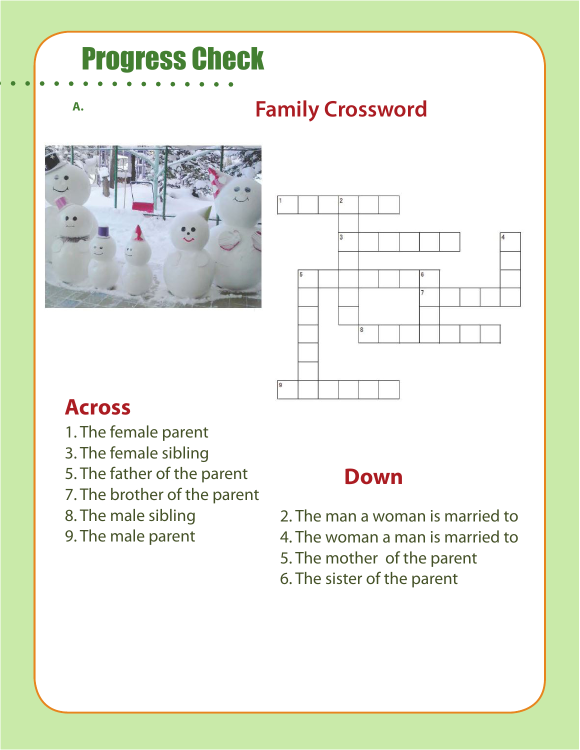# Progress Check

A.

## Family Crossword

### Across

1. The female parent
3. The female sibling
5. The father of the parent
7. The brother of the parent
8. The male sibling
9. The male parent

### Down

2. The man a woman is married to
4. The woman a man is married to
5. The mother of the parent
6. The sister of the parent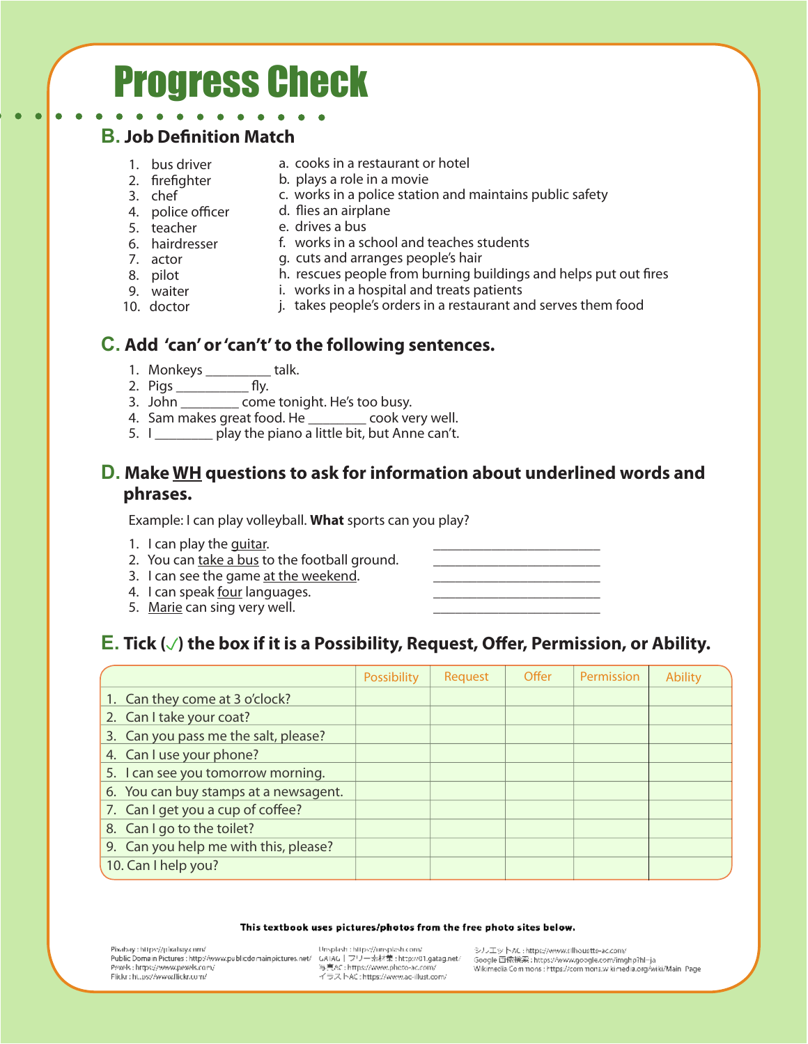# Progress Check

## B. Job Definition Match

1. bus driver
2. firefighter
3. chef
4. police officer
5. teacher
6. hairdresser
7. actor
8. pilot
9. waiter
10. doctor

a. cooks in a restaurant or hotel
b. plays a role in a movie
c. works in a police station and maintains public safety
d. flies an airplane
e. drives a bus
f. works in a school and teaches students
g. cuts and arranges people's hair
h. rescues people from burning buildings and helps put out fires
i. works in a hospital and treats patients
j. takes people's orders in a restaurant and serves them food

## C. Add 'can' or 'can't' to the following sentences.

1. Monkeys _________ talk.
2. Pigs __________ fly.
3. John ________ come tonight. He's too busy.
4. Sam makes great food. He ________ cook very well.
5. I ________ play the piano a little bit, but Anne can't.

## D. Make WH questions to ask for information about underlined words and phrases.

Example: I can play volleyball. **What** sports can you play?

1. I can play the guitar. ________________________
2. You can take a bus to the football ground. ________________________
3. I can see the game at the weekend. ________________________
4. I can speak four languages. ________________________
5. Marie can sing very well. ________________________

## E. Tick (✓) the box if it is a Possibility, Request, Offer, Permission, or Ability.

| | Possibility | Request | Offer | Permission | Ability |
|---|---|---|---|---|---|
| 1. Can they come at 3 o'clock? | | | | | |
| 2. Can I take your coat? | | | | | |
| 3. Can you pass me the salt, please? | | | | | |
| 4. Can I use your phone? | | | | | |
| 5. I can see you tomorrow morning. | | | | | |
| 6. You can buy stamps at a newsagent. | | | | | |
| 7. Can I get you a cup of coffee? | | | | | |
| 8. Can I go to the toilet? | | | | | |
| 9. Can you help me with this, please? | | | | | |
| 10. Can I help you? | | | | | |

**This textbook uses pictures/photos from the free photo sites below.**

Pixabay : https://pixabay.com/
Public Domain Pictures : http://www.publicdomainpictures.net/
Pexels : https://www.pexels.com/
Flickr : https://www.flickr.com/
Unsplash : https://unsplash.com/
GATAG | フリー素材集 : http://01.gatag.net/
写真AC : https://www.photo-ac.com/
イラストAC : https://www.ac-illust.com/
シルエットAC : https://www.silhouette-ac.com/
Google 画像検索 : https://www.google.com/imghp?hl=ja
Wikimedia Commons : https://commons.wikimedia.org/wiki/Main_Page